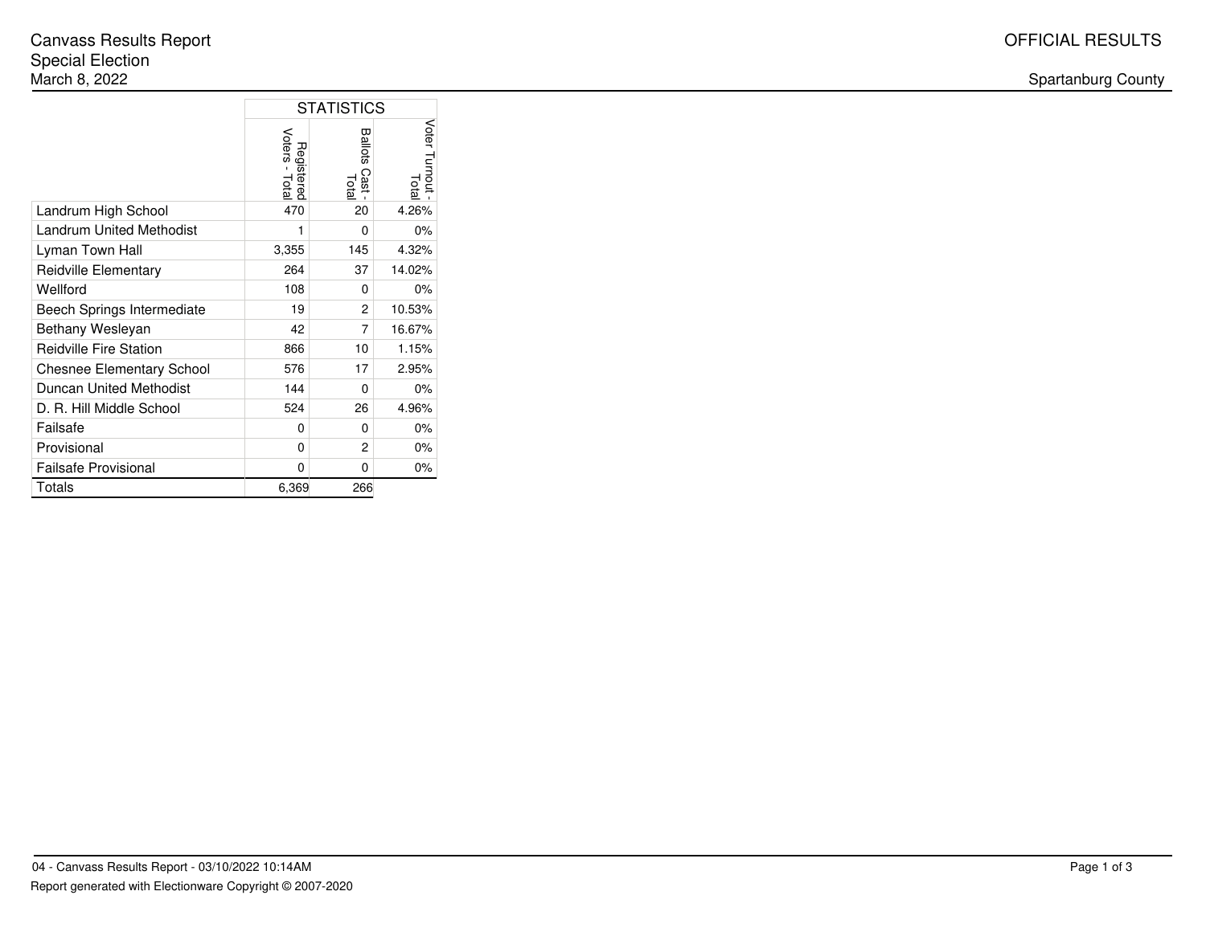Canvass Results Report
Special Election
March 8, 2022

OFFICIAL RESULTS

Spartanburg County

| | STATISTICS | | |
|---|---|---|---|
| | Registered Voters - Total | Ballots Cast - Total | Voter Turnout - Total |
| Landrum High School | 470 | 20 | 4.26% |
| Landrum United Methodist | 1 | 0 | 0% |
| Lyman Town Hall | 3,355 | 145 | 4.32% |
| Reidville Elementary | 264 | 37 | 14.02% |
| Wellford | 108 | 0 | 0% |
| Beech Springs Intermediate | 19 | 2 | 10.53% |
| Bethany Wesleyan | 42 | 7 | 16.67% |
| Reidville Fire Station | 866 | 10 | 1.15% |
| Chesnee Elementary School | 576 | 17 | 2.95% |
| Duncan United Methodist | 144 | 0 | 0% |
| D. R. Hill Middle School | 524 | 26 | 4.96% |
| Failsafe | 0 | 0 | 0% |
| Provisional | 0 | 2 | 0% |
| Failsafe Provisional | 0 | 0 | 0% |
| Totals | 6,369 | 266 | |

04 - Canvass Results Report - 03/10/2022 10:14AM

Report generated with Electionware Copyright © 2007-2020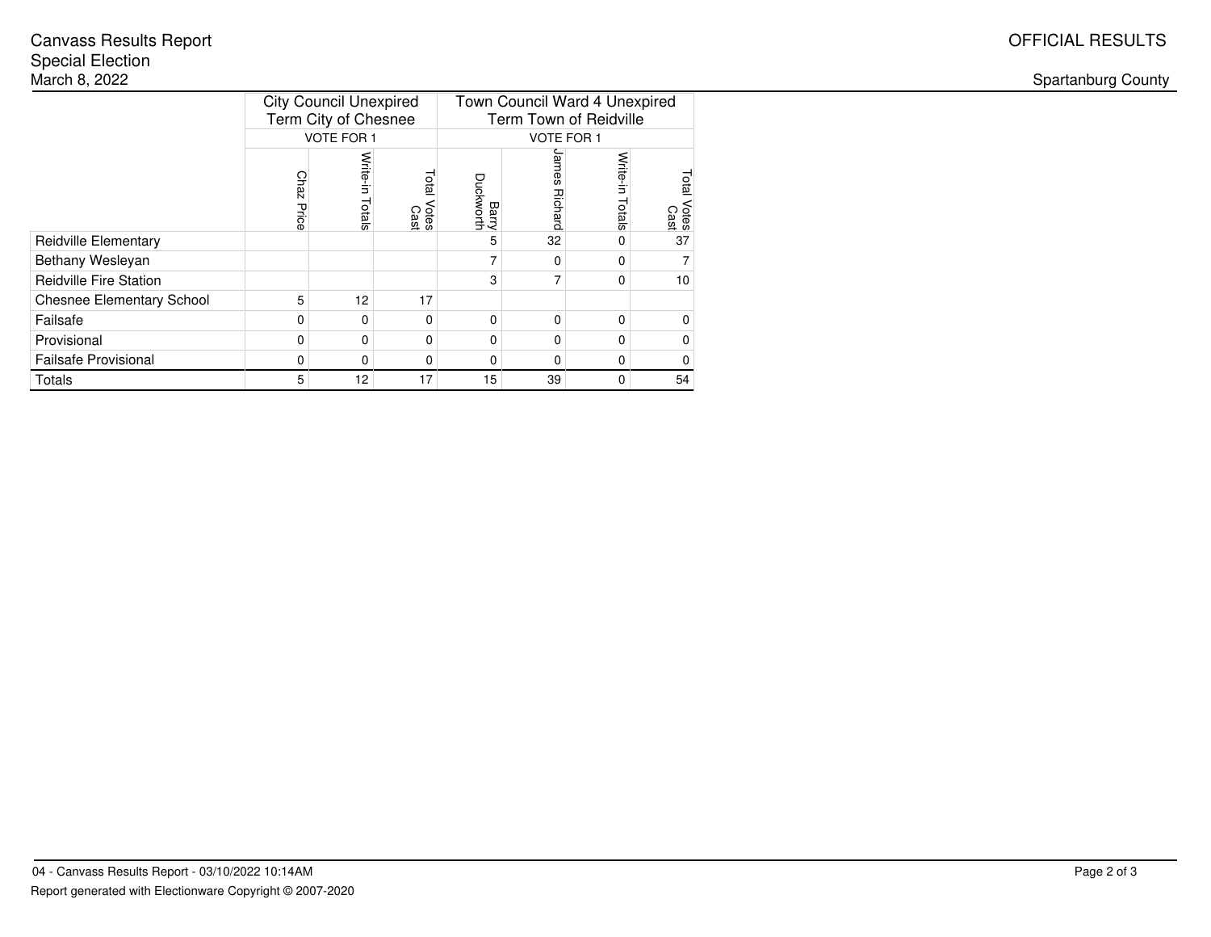Canvass Results Report
Special Election
March 8, 2022

OFFICIAL RESULTS

Spartanburg County

| | City Council Unexpired Term City of Chesnee | | | Town Council Ward 4 Unexpired Term Town of Reidville | | | |
|---|---|---|---|---|---|---|---|
| | VOTE FOR 1 | | | VOTE FOR 1 | | | |
| | Chaz Price | Write-in Totals | Total Votes Cast | Barry Duckworth | James Richard | Write-in Totals | Total Votes Cast |
| Reidville Elementary | | | | 5 | 32 | 0 | 37 |
| Bethany Wesleyan | | | | 7 | 0 | 0 | 7 |
| Reidville Fire Station | | | | 3 | 7 | 0 | 10 |
| Chesnee Elementary School | 5 | 12 | 17 | | | | |
| Failsafe | 0 | 0 | 0 | 0 | 0 | 0 | 0 |
| Provisional | 0 | 0 | 0 | 0 | 0 | 0 | 0 |
| Failsafe Provisional | 0 | 0 | 0 | 0 | 0 | 0 | 0 |
| Totals | 5 | 12 | 17 | 15 | 39 | 0 | 54 |

04 - Canvass Results Report - 03/10/2022 10:14AM

Report generated with Electionware Copyright © 2007-2020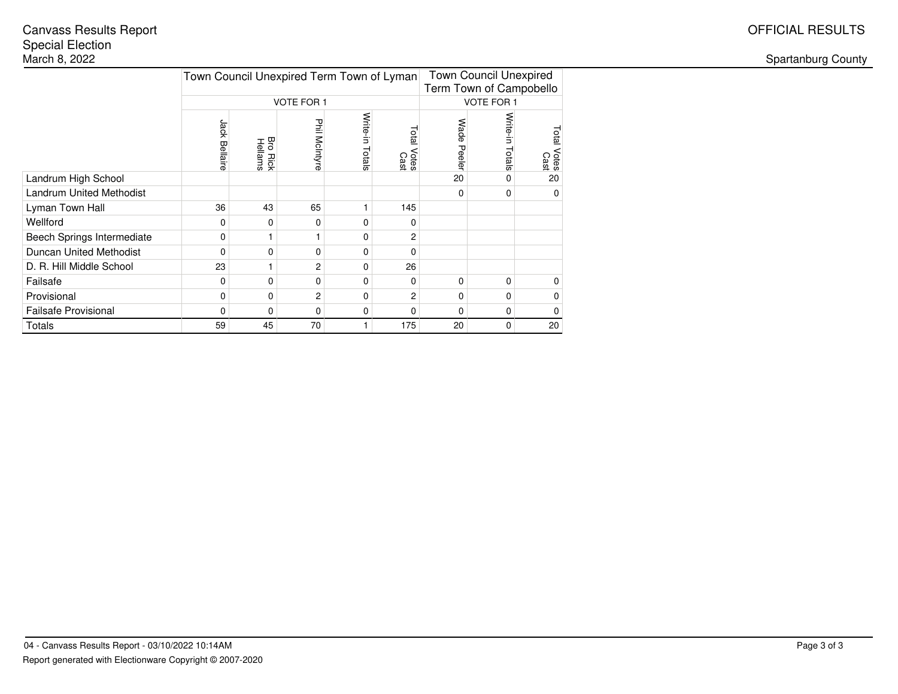Canvass Results Report
Special Election
March 8, 2022

OFFICIAL RESULTS

Spartanburg County

| | Town Council Unexpired Term Town of Lyman | | | | | Town Council Unexpired Term Town of Campobello | | |
|---|---|---|---|---|---|---|---|---|
| | VOTE FOR 1 | | | | | VOTE FOR 1 | | |
| | Jack Bellaire | Bro Rick Hellams | Phil McIntyre | Write-in Totals | Total Votes Cast | Wade Peeler | Write-in Totals | Total Votes Cast |
| Landrum High School | | | | | | 20 | 0 | 20 |
| Landrum United Methodist | | | | | | 0 | 0 | 0 |
| Lyman Town Hall | 36 | 43 | 65 | 1 | 145 | | | |
| Wellford | 0 | 0 | 0 | 0 | 0 | | | |
| Beech Springs Intermediate | 0 | 1 | 1 | 0 | 2 | | | |
| Duncan United Methodist | 0 | 0 | 0 | 0 | 0 | | | |
| D. R. Hill Middle School | 23 | 1 | 2 | 0 | 26 | | | |
| Failsafe | 0 | 0 | 0 | 0 | 0 | 0 | 0 | 0 |
| Provisional | 0 | 0 | 2 | 0 | 2 | 0 | 0 | 0 |
| Failsafe Provisional | 0 | 0 | 0 | 0 | 0 | 0 | 0 | 0 |
| Totals | 59 | 45 | 70 | 1 | 175 | 20 | 0 | 20 |

04 - Canvass Results Report - 03/10/2022 10:14AM
Report generated with Electionware Copyright © 2007-2020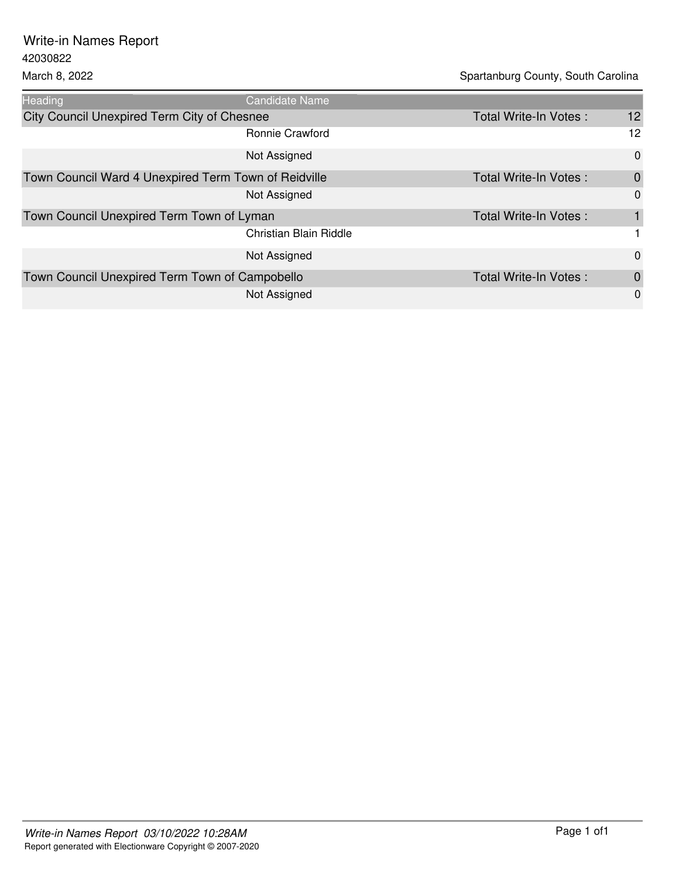# Write-in Names Report

42030822

March 8, 2022

Spartanburg County, South Carolina

| Heading | Candidate Name | | |
|---|---|---|---|
| City Council Unexpired Term City of Chesnee | | Total Write-In Votes : | 12 |
| | Ronnie Crawford | | 12 |
| | Not Assigned | | 0 |
| Town Council Ward 4 Unexpired Term Town of Reidville | | Total Write-In Votes : | 0 |
| | Not Assigned | | 0 |
| Town Council Unexpired Term Town of Lyman | | Total Write-In Votes : | 1 |
| | Christian Blain Riddle | | 1 |
| | Not Assigned | | 0 |
| Town Council Unexpired Term Town of Campobello | | Total Write-In Votes : | 0 |
| | Not Assigned | | 0 |

*Write-in Names Report 03/10/2022 10:28AM*

Report generated with Electionware Copyright © 2007-2020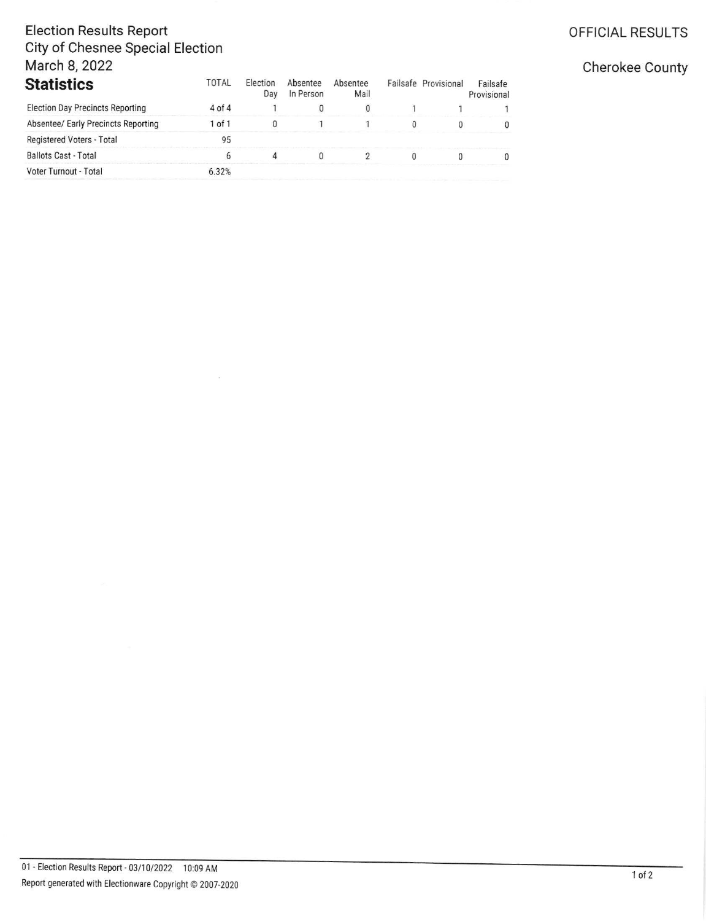Election Results Report
City of Chesnee Special Election
March 8, 2022

OFFICIAL RESULTS

Cherokee County

## Statistics

| | TOTAL | Election Day | Absentee In Person | Absentee Mail | Failsafe | Provisional | Failsafe Provisional |
|---|---|---|---|---|---|---|---|
| Election Day Precincts Reporting | 4 of 4 | 1 | 0 | 0 | 1 | 1 | 1 |
| Absentee/ Early Precincts Reporting | 1 of 1 | 0 | 1 | 1 | 0 | 0 | 0 |
| Registered Voters - Total | 95 | | | | | | |
| Ballots Cast - Total | 6 | 4 | 0 | 2 | 0 | 0 | 0 |
| Voter Turnout - Total | 6.32% | | | | | | |

01 - Election Results Report - 03/10/2022 10:09 AM
Report generated with Electionware Copyright © 2007-2020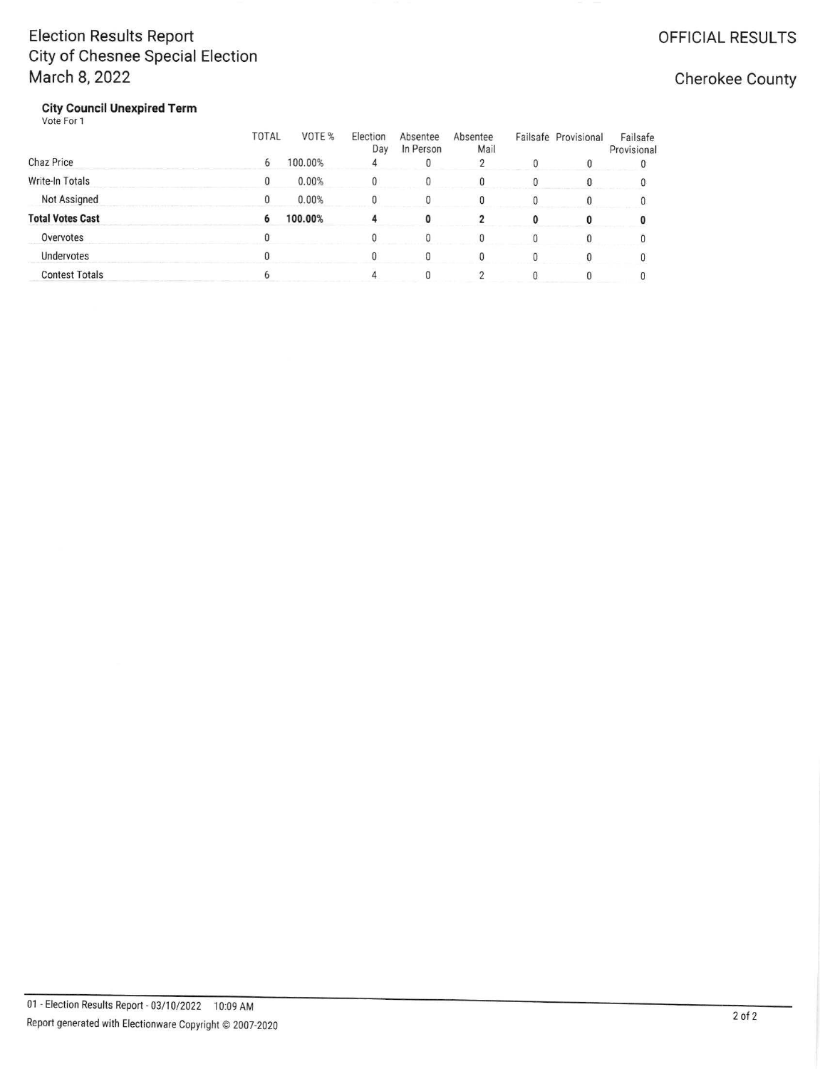Election Results Report
City of Chesnee Special Election
March 8, 2022

OFFICIAL RESULTS

Cherokee County

**City Council Unexpired Term**
Vote For 1

| | TOTAL | VOTE % | Election Day | Absentee In Person | Absentee Mail | Failsafe | Provisional | Failsafe Provisional |
|---|---|---|---|---|---|---|---|---|
| Chaz Price | 6 | 100.00% | 4 | 0 | 2 | 0 | 0 | 0 |
| Write-In Totals | 0 | 0.00% | 0 | 0 | 0 | 0 | 0 | 0 |
| Not Assigned | 0 | 0.00% | 0 | 0 | 0 | 0 | 0 | 0 |
| **Total Votes Cast** | **6** | **100.00%** | **4** | **0** | **2** | **0** | **0** | **0** |
| Overvotes | 0 | | 0 | 0 | 0 | 0 | 0 | 0 |
| Undervotes | 0 | | 0 | 0 | 0 | 0 | 0 | 0 |
| Contest Totals | 6 | | 4 | 0 | 2 | 0 | 0 | 0 |

01 - Election Results Report - 03/10/2022 10:09 AM
Report generated with Electionware Copyright © 2007-2020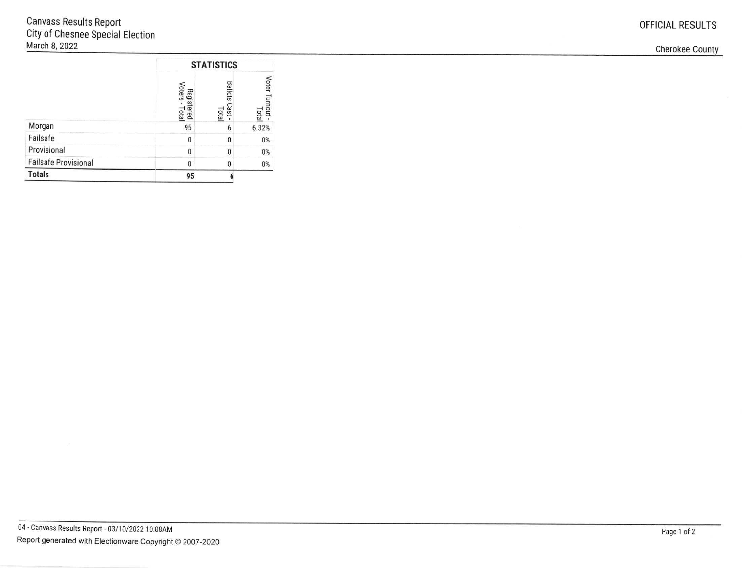Canvass Results Report
City of Chesnee Special Election
March 8, 2022

OFFICIAL RESULTS

Cherokee County

| | STATISTICS | | |
|---|---|---|---|
| | Registered Voters - Total | Ballots Cast - Total | Voter Turnout - Total |
| Morgan | 95 | 6 | 6.32% |
| Failsafe | 0 | 0 | 0% |
| Provisional | 0 | 0 | 0% |
| Failsafe Provisional | 0 | 0 | 0% |
| **Totals** | **95** | **6** | |

04 - Canvass Results Report - 03/10/2022 10:08AM

Report generated with Electionware Copyright © 2007-2020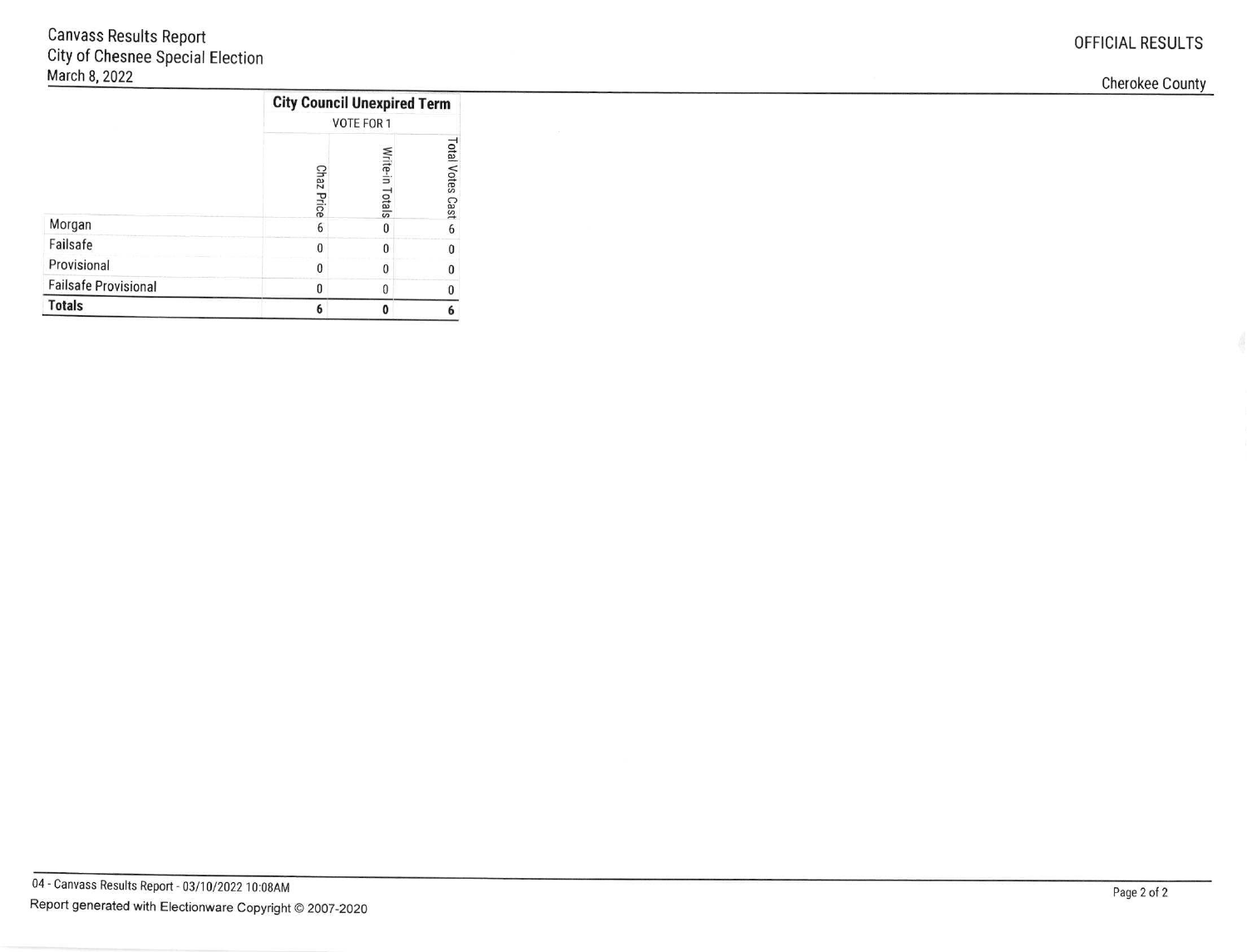Canvass Results Report
City of Chesnee Special Election
March 8, 2022

OFFICIAL RESULTS

Cherokee County

| | City Council Unexpired Term VOTE FOR 1 | | |
|---|---|---|---|
| | Chaz Price | Write-in Totals | Total Votes Cast |
| Morgan | 6 | 0 | 6 |
| Failsafe | 0 | 0 | 0 |
| Provisional | 0 | 0 | 0 |
| Failsafe Provisional | 0 | 0 | 0 |
| **Totals** | **6** | **0** | **6** |

04 - Canvass Results Report - 03/10/2022 10:08AM

Report generated with Electionware Copyright © 2007-2020